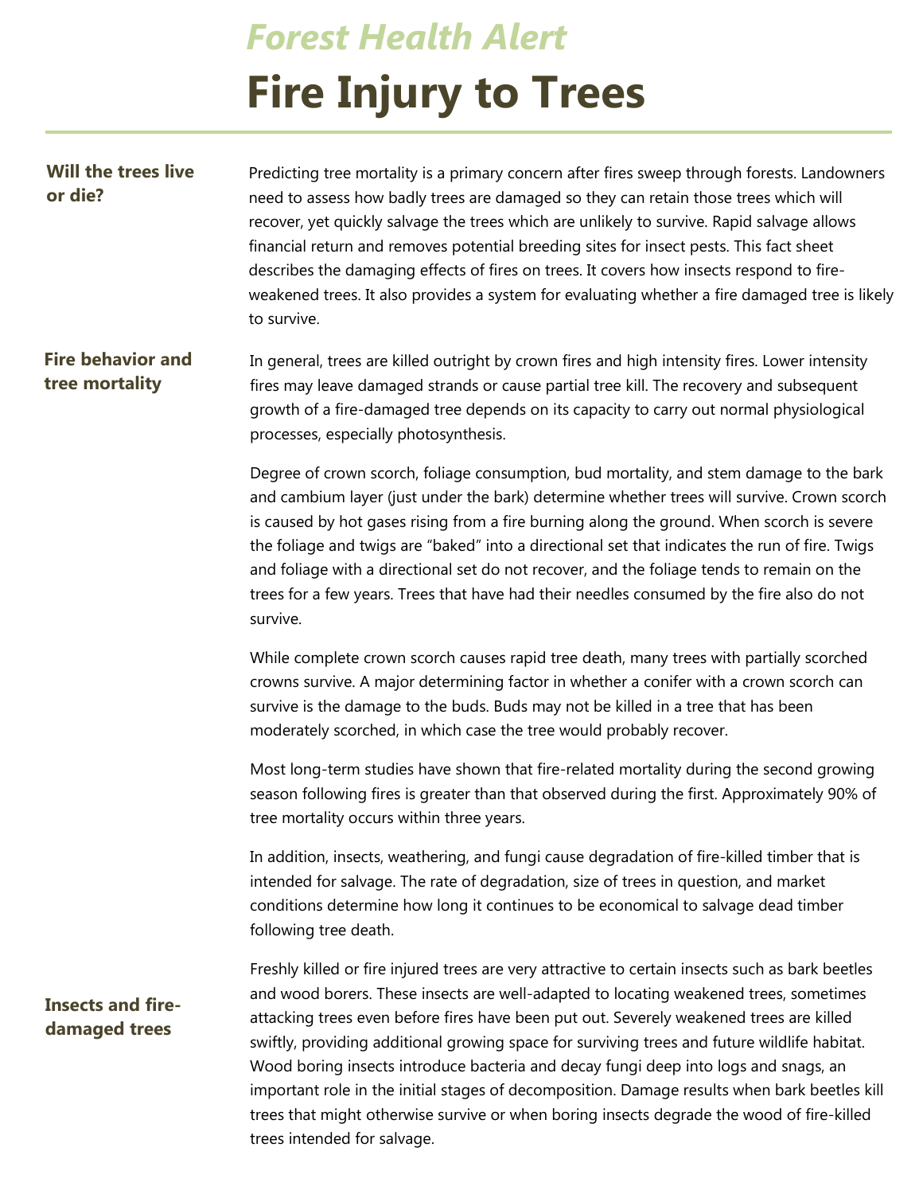*Forest Health Alert*

# Fire Injury to Trees

## Will the trees live or die?

Predicting tree mortality is a primary concern after fires sweep through forests. Landowners need to assess how badly trees are damaged so they can retain those trees which will recover, yet quickly salvage the trees which are unlikely to survive. Rapid salvage allows financial return and removes potential breeding sites for insect pests. This fact sheet describes the damaging effects of fires on trees. It covers how insects respond to fire-weakened trees. It also provides a system for evaluating whether a fire damaged tree is likely to survive.

## Fire behavior and tree mortality

In general, trees are killed outright by crown fires and high intensity fires. Lower intensity fires may leave damaged strands or cause partial tree kill. The recovery and subsequent growth of a fire-damaged tree depends on its capacity to carry out normal physiological processes, especially photosynthesis.

Degree of crown scorch, foliage consumption, bud mortality, and stem damage to the bark and cambium layer (just under the bark) determine whether trees will survive. Crown scorch is caused by hot gases rising from a fire burning along the ground. When scorch is severe the foliage and twigs are "baked" into a directional set that indicates the run of fire. Twigs and foliage with a directional set do not recover, and the foliage tends to remain on the trees for a few years. Trees that have had their needles consumed by the fire also do not survive.

While complete crown scorch causes rapid tree death, many trees with partially scorched crowns survive. A major determining factor in whether a conifer with a crown scorch can survive is the damage to the buds. Buds may not be killed in a tree that has been moderately scorched, in which case the tree would probably recover.

Most long-term studies have shown that fire-related mortality during the second growing season following fires is greater than that observed during the first. Approximately 90% of tree mortality occurs within three years.

In addition, insects, weathering, and fungi cause degradation of fire-killed timber that is intended for salvage. The rate of degradation, size of trees in question, and market conditions determine how long it continues to be economical to salvage dead timber following tree death.

## Insects and fire-damaged trees

Freshly killed or fire injured trees are very attractive to certain insects such as bark beetles and wood borers. These insects are well-adapted to locating weakened trees, sometimes attacking trees even before fires have been put out. Severely weakened trees are killed swiftly, providing additional growing space for surviving trees and future wildlife habitat. Wood boring insects introduce bacteria and decay fungi deep into logs and snags, an important role in the initial stages of decomposition. Damage results when bark beetles kill trees that might otherwise survive or when boring insects degrade the wood of fire-killed trees intended for salvage.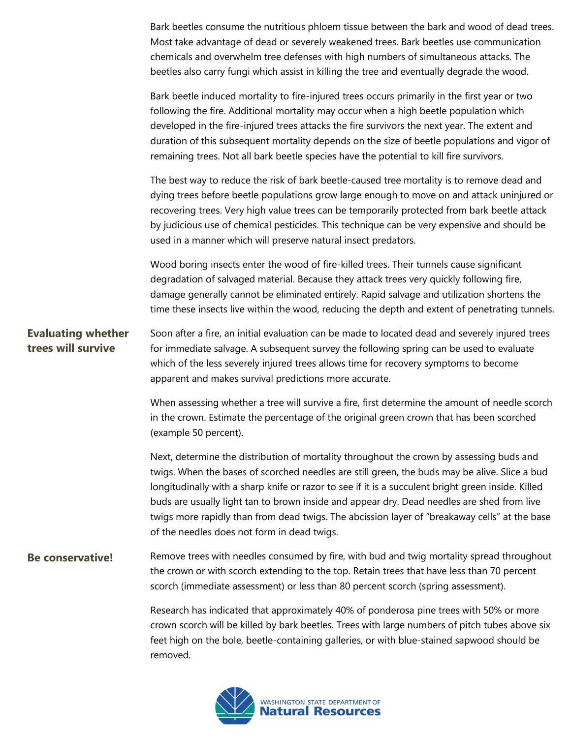Bark beetles consume the nutritious phloem tissue between the bark and wood of dead trees. Most take advantage of dead or severely weakened trees. Bark beetles use communication chemicals and overwhelm tree defenses with high numbers of simultaneous attacks. The beetles also carry fungi which assist in killing the tree and eventually degrade the wood.

Bark beetle induced mortality to fire-injured trees occurs primarily in the first year or two following the fire. Additional mortality may occur when a high beetle population which developed in the fire-injured trees attacks the fire survivors the next year. The extent and duration of this subsequent mortality depends on the size of beetle populations and vigor of remaining trees. Not all bark beetle species have the potential to kill fire survivors.

The best way to reduce the risk of bark beetle-caused tree mortality is to remove dead and dying trees before beetle populations grow large enough to move on and attack uninjured or recovering trees. Very high value trees can be temporarily protected from bark beetle attack by judicious use of chemical pesticides. This technique can be very expensive and should be used in a manner which will preserve natural insect predators.

Wood boring insects enter the wood of fire-killed trees. Their tunnels cause significant degradation of salvaged material. Because they attack trees very quickly following fire, damage generally cannot be eliminated entirely. Rapid salvage and utilization shortens the time these insects live within the wood, reducing the depth and extent of penetrating tunnels.

## Evaluating whether trees will survive

Soon after a fire, an initial evaluation can be made to located dead and severely injured trees for immediate salvage. A subsequent survey the following spring can be used to evaluate which of the less severely injured trees allows time for recovery symptoms to become apparent and makes survival predictions more accurate.

When assessing whether a tree will survive a fire, first determine the amount of needle scorch in the crown. Estimate the percentage of the original green crown that has been scorched (example 50 percent).

Next, determine the distribution of mortality throughout the crown by assessing buds and twigs. When the bases of scorched needles are still green, the buds may be alive. Slice a bud longitudinally with a sharp knife or razor to see if it is a succulent bright green inside. Killed buds are usually light tan to brown inside and appear dry. Dead needles are shed from live twigs more rapidly than from dead twigs. The abcission layer of "breakaway cells" at the base of the needles does not form in dead twigs.

## Be conservative!

Remove trees with needles consumed by fire, with bud and twig mortality spread throughout the crown or with scorch extending to the top. Retain trees that have less than 70 percent scorch (immediate assessment) or less than 80 percent scorch (spring assessment).

Research has indicated that approximately 40% of ponderosa pine trees with 50% or more crown scorch will be killed by bark beetles. Trees with large numbers of pitch tubes above six feet high on the bole, beetle-containing galleries, or with blue-stained sapwood should be removed.

WASHINGTON STATE DEPARTMENT OF
Natural Resources